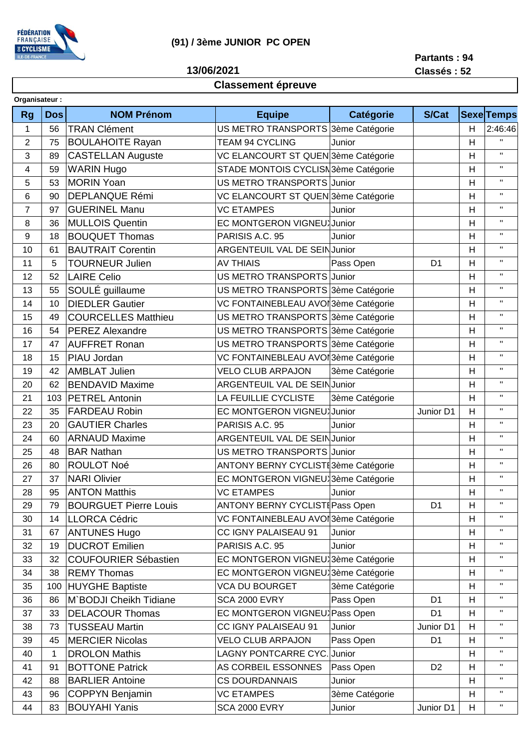# (91) / 3ème JUNIOR PC OPEN

**13/06/2021**

**Partants : 94**
**Classés : 52**

## Classement épreuve

**Organisateur :**

| Rg | Dos | NOM Prénom | Equipe | Catégorie | S/Cat | Sexe | Temps |
|---|---|---|---|---|---|---|---|
| 1 | 56 | TRAN Clément | US METRO TRANSPORTS | 3ème Catégorie | | H | 2:46:46 |
| 2 | 75 | BOULAHOITE Rayan | TEAM 94 CYCLING | Junior | | H | " |
| 3 | 89 | CASTELLAN Auguste | VC ELANCOURT ST QUEN | 3ème Catégorie | | H | " |
| 4 | 59 | WARIN Hugo | STADE MONTOIS CYCLISM | 3ème Catégorie | | H | " |
| 5 | 53 | MORIN Yoan | US METRO TRANSPORTS | Junior | | H | " |
| 6 | 90 | DEPLANQUE Rémi | VC ELANCOURT ST QUEN | 3ème Catégorie | | H | " |
| 7 | 97 | GUERINEL Manu | VC ETAMPES | Junior | | H | " |
| 8 | 36 | MULLOIS Quentin | EC MONTGERON VIGNEUX | Junior | | H | " |
| 9 | 18 | BOUQUET Thomas | PARISIS A.C. 95 | Junior | | H | " |
| 10 | 61 | BAUTRAIT Corentin | ARGENTEUIL VAL DE SEIN | Junior | | H | " |
| 11 | 5 | TOURNEUR Julien | AV THIAIS | Pass Open | D1 | H | " |
| 12 | 52 | LAIRE Celio | US METRO TRANSPORTS | Junior | | H | " |
| 13 | 55 | SOULÉ guillaume | US METRO TRANSPORTS | 3ème Catégorie | | H | " |
| 14 | 10 | DIEDLER Gautier | VC FONTAINEBLEAU AVOI | 3ème Catégorie | | H | " |
| 15 | 49 | COURCELLES Matthieu | US METRO TRANSPORTS | 3ème Catégorie | | H | " |
| 16 | 54 | PEREZ Alexandre | US METRO TRANSPORTS | 3ème Catégorie | | H | " |
| 17 | 47 | AUFFRET Ronan | US METRO TRANSPORTS | 3ème Catégorie | | H | " |
| 18 | 15 | PIAU Jordan | VC FONTAINEBLEAU AVOI | 3ème Catégorie | | H | " |
| 19 | 42 | AMBLAT Julien | VELO CLUB ARPAJON | 3ème Catégorie | | H | " |
| 20 | 62 | BENDAVID Maxime | ARGENTEUIL VAL DE SEIN | Junior | | H | " |
| 21 | 103 | PETREL Antonin | LA FEUILLIE CYCLISTE | 3ème Catégorie | | H | " |
| 22 | 35 | FARDEAU Robin | EC MONTGERON VIGNEUX | Junior | Junior D1 | H | " |
| 23 | 20 | GAUTIER Charles | PARISIS A.C. 95 | Junior | | H | " |
| 24 | 60 | ARNAUD Maxime | ARGENTEUIL VAL DE SEIN | Junior | | H | " |
| 25 | 48 | BAR Nathan | US METRO TRANSPORTS | Junior | | H | " |
| 26 | 80 | ROULOT Noé | ANTONY BERNY CYCLISTE | 3ème Catégorie | | H | " |
| 27 | 37 | NARI Olivier | EC MONTGERON VIGNEUX | 3ème Catégorie | | H | " |
| 28 | 95 | ANTON Matthis | VC ETAMPES | Junior | | H | " |
| 29 | 79 | BOURGUET Pierre Louis | ANTONY BERNY CYCLISTE | Pass Open | D1 | H | " |
| 30 | 14 | LLORCA Cédric | VC FONTAINEBLEAU AVOI | 3ème Catégorie | | H | " |
| 31 | 67 | ANTUNES Hugo | CC IGNY PALAISEAU 91 | Junior | | H | " |
| 32 | 19 | DUCROT Emilien | PARISIS A.C. 95 | Junior | | H | " |
| 33 | 32 | COUFOURIER Sébastien | EC MONTGERON VIGNEUX | 3ème Catégorie | | H | " |
| 34 | 38 | REMY Thomas | EC MONTGERON VIGNEUX | 3ème Catégorie | | H | " |
| 35 | 100 | HUYGHE Baptiste | VCA DU BOURGET | 3ème Catégorie | | H | " |
| 36 | 86 | M`BODJI Cheikh Tidiane | SCA 2000 EVRY | Pass Open | D1 | H | " |
| 37 | 33 | DELACOUR Thomas | EC MONTGERON VIGNEUX | Pass Open | D1 | H | " |
| 38 | 73 | TUSSEAU Martin | CC IGNY PALAISEAU 91 | Junior | Junior D1 | H | " |
| 39 | 45 | MERCIER Nicolas | VELO CLUB ARPAJON | Pass Open | D1 | H | " |
| 40 | 1 | DROLON Mathis | LAGNY PONTCARRE CYC. | Junior | | H | " |
| 41 | 91 | BOTTONE Patrick | AS CORBEIL ESSONNES | Pass Open | D2 | H | " |
| 42 | 88 | BARLIER Antoine | CS DOURDANNAIS | Junior | | H | " |
| 43 | 96 | COPPYN Benjamin | VC ETAMPES | 3ème Catégorie | | H | " |
| 44 | 83 | BOUYAHI Yanis | SCA 2000 EVRY | Junior | Junior D1 | H | " |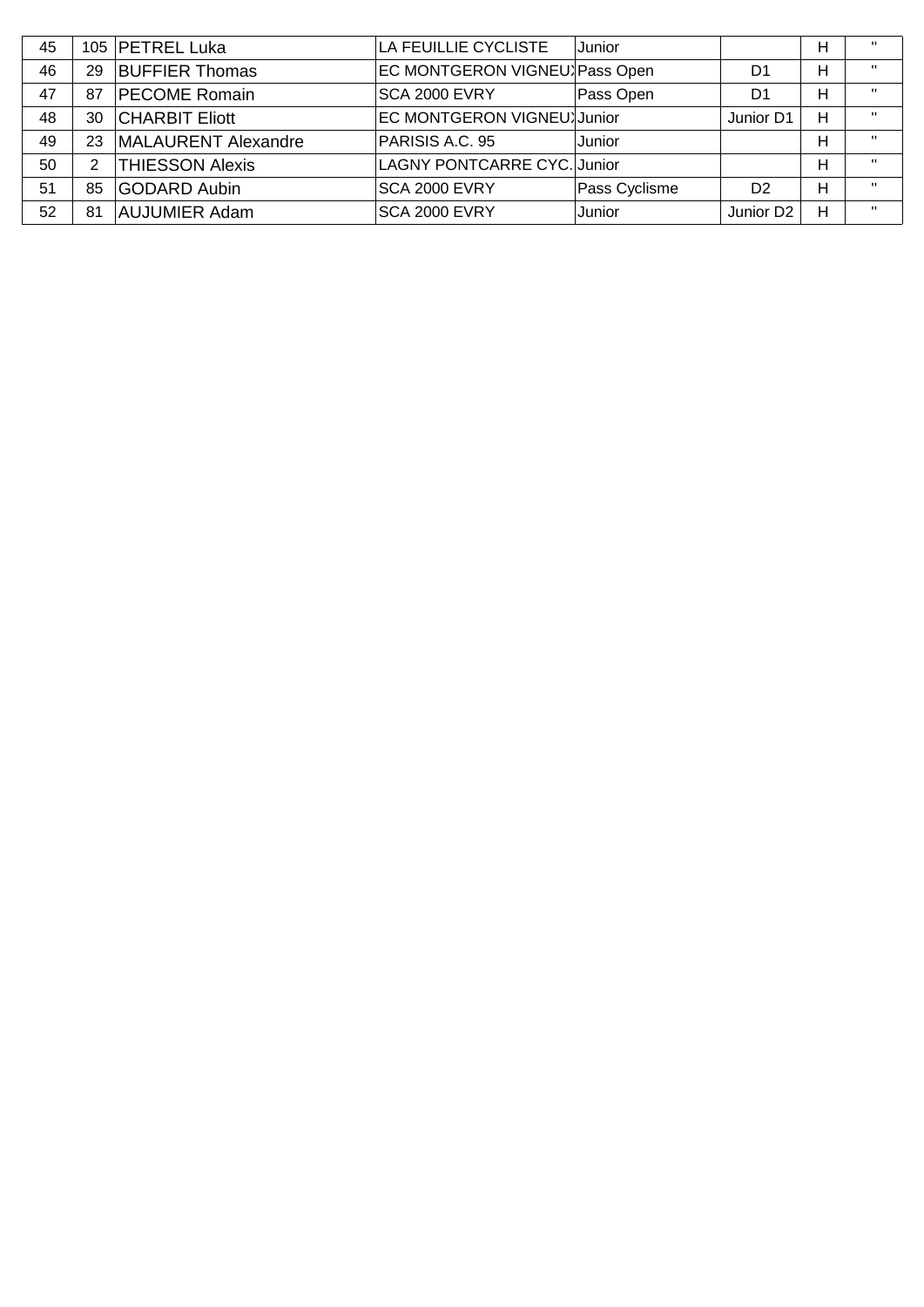| 45 | 105 | PETREL Luka | LA FEUILLIE CYCLISTE | Junior | | H | " |
|---|---|---|---|---|---|---|---|
| 46 | 29 | BUFFIER Thomas | EC MONTGERON VIGNEU) | Pass Open | D1 | H | " |
| 47 | 87 | PECOME Romain | SCA 2000 EVRY | Pass Open | D1 | H | " |
| 48 | 30 | CHARBIT Eliott | EC MONTGERON VIGNEU) | Junior | Junior D1 | H | " |
| 49 | 23 | MALAURENT Alexandre | PARISIS A.C. 95 | Junior | | H | " |
| 50 | 2 | THIESSON Alexis | LAGNY PONTCARRE CYC. | Junior | | H | " |
| 51 | 85 | GODARD Aubin | SCA 2000 EVRY | Pass Cyclisme | D2 | H | " |
| 52 | 81 | AUJUMIER Adam | SCA 2000 EVRY | Junior | Junior D2 | H | " |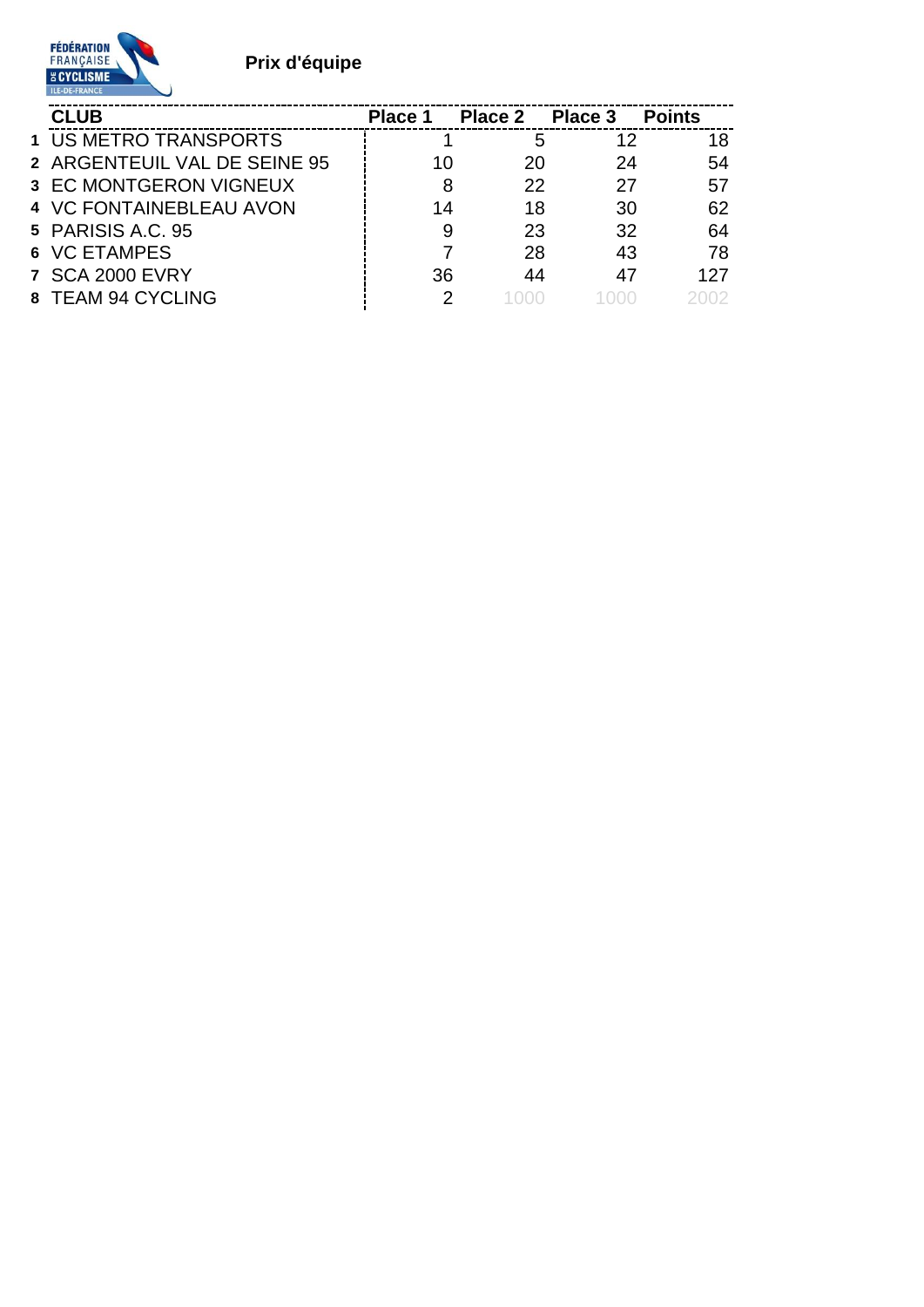## Prix d'équipe

| | CLUB | Place 1 | Place 2 | Place 3 | Points |
|---|---|---|---|---|---|
| 1 | US METRO TRANSPORTS | 1 | 5 | 12 | 18 |
| 2 | ARGENTEUIL VAL DE SEINE 95 | 10 | 20 | 24 | 54 |
| 3 | EC MONTGERON VIGNEUX | 8 | 22 | 27 | 57 |
| 4 | VC FONTAINEBLEAU AVON | 14 | 18 | 30 | 62 |
| 5 | PARISIS A.C. 95 | 9 | 23 | 32 | 64 |
| 6 | VC ETAMPES | 7 | 28 | 43 | 78 |
| 7 | SCA 2000 EVRY | 36 | 44 | 47 | 127 |
| 8 | TEAM 94 CYCLING | 2 | 1000 | 1000 | 2002 |